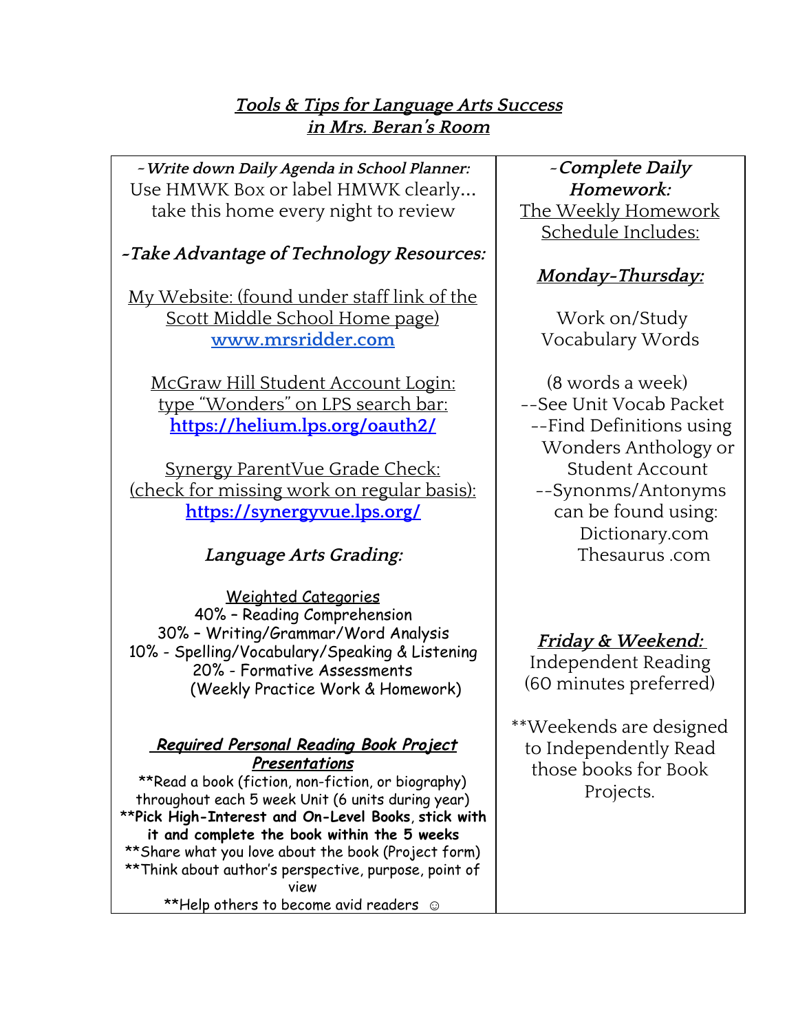# ***Tools & Tips for Language Arts Success in Mrs. Beran's Room***

***~Write down Daily Agenda in School Planner:***
Use HMWK Box or label HMWK clearly... take this home every night to review

***~Take Advantage of Technology Resources:***

My Website: (found under staff link of the Scott Middle School Home page)
**www.mrsridder.com**

McGraw Hill Student Account Login: type "Wonders" on LPS search bar:
**https://helium.lps.org/oauth2/**

Synergy ParentVue Grade Check: (check for missing work on regular basis):
**https://synergyvue.lps.org/**

***Language Arts Grading:***

Weighted Categories
40% – Reading Comprehension
30% – Writing/Grammar/Word Analysis
10% - Spelling/Vocabulary/Speaking & Listening
20% - Formative Assessments (Weekly Practice Work & Homework)

***Required Personal Reading Book Project Presentations***

**Read a book (fiction, non-fiction, or biography) throughout each 5 week Unit (6 units during year)
****Pick High-Interest and On-Level Books, stick with it and complete the book within the 5 weeks**
**Share what you love about the book (Project form)
**Think about author's perspective, purpose, point of view
**Help others to become avid readers ☺

***~Complete Daily Homework:***
The Weekly Homework Schedule Includes:

***Monday-Thursday:***

Work on/Study Vocabulary Words

(8 words a week)
--See Unit Vocab Packet
--Find Definitions using Wonders Anthology or Student Account
--Synonms/Antonyms can be found using:
Dictionary.com
Thesaurus .com

***Friday & Weekend:***
Independent Reading (60 minutes preferred)

**Weekends are designed to Independently Read those books for Book Projects.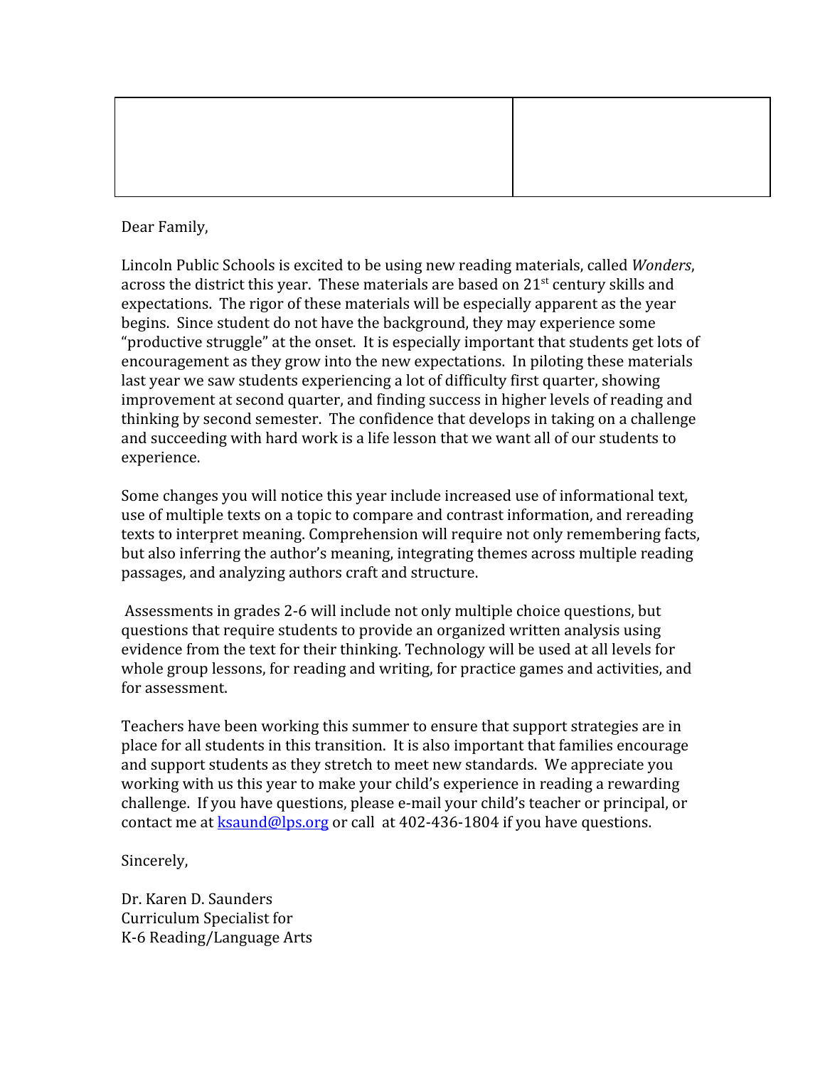Dear Family,

Lincoln Public Schools is excited to be using new reading materials, called *Wonders*, across the district this year. These materials are based on 21st century skills and expectations. The rigor of these materials will be especially apparent as the year begins. Since student do not have the background, they may experience some "productive struggle" at the onset. It is especially important that students get lots of encouragement as they grow into the new expectations. In piloting these materials last year we saw students experiencing a lot of difficulty first quarter, showing improvement at second quarter, and finding success in higher levels of reading and thinking by second semester. The confidence that develops in taking on a challenge and succeeding with hard work is a life lesson that we want all of our students to experience.

Some changes you will notice this year include increased use of informational text, use of multiple texts on a topic to compare and contrast information, and rereading texts to interpret meaning. Comprehension will require not only remembering facts, but also inferring the author's meaning, integrating themes across multiple reading passages, and analyzing authors craft and structure.

Assessments in grades 2-6 will include not only multiple choice questions, but questions that require students to provide an organized written analysis using evidence from the text for their thinking. Technology will be used at all levels for whole group lessons, for reading and writing, for practice games and activities, and for assessment.

Teachers have been working this summer to ensure that support strategies are in place for all students in this transition. It is also important that families encourage and support students as they stretch to meet new standards. We appreciate you working with us this year to make your child's experience in reading a rewarding challenge. If you have questions, please e-mail your child's teacher or principal, or contact me at ksaund@lps.org or call at 402-436-1804 if you have questions.

Sincerely,

Dr. Karen D. Saunders
Curriculum Specialist for
K-6 Reading/Language Arts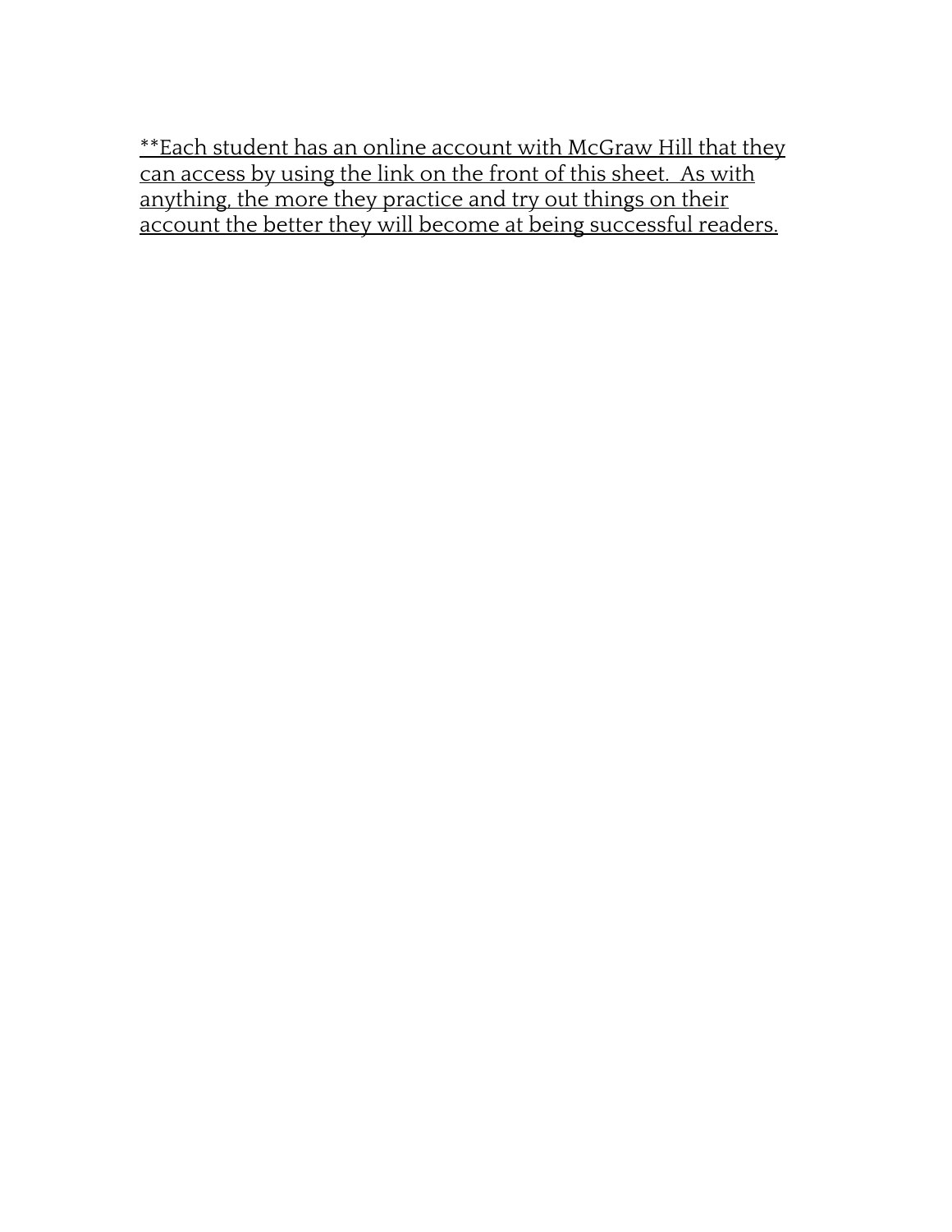**Each student has an online account with McGraw Hill that they can access by using the link on the front of this sheet.  As with anything, the more they practice and try out things on their account the better they will become at being successful readers.